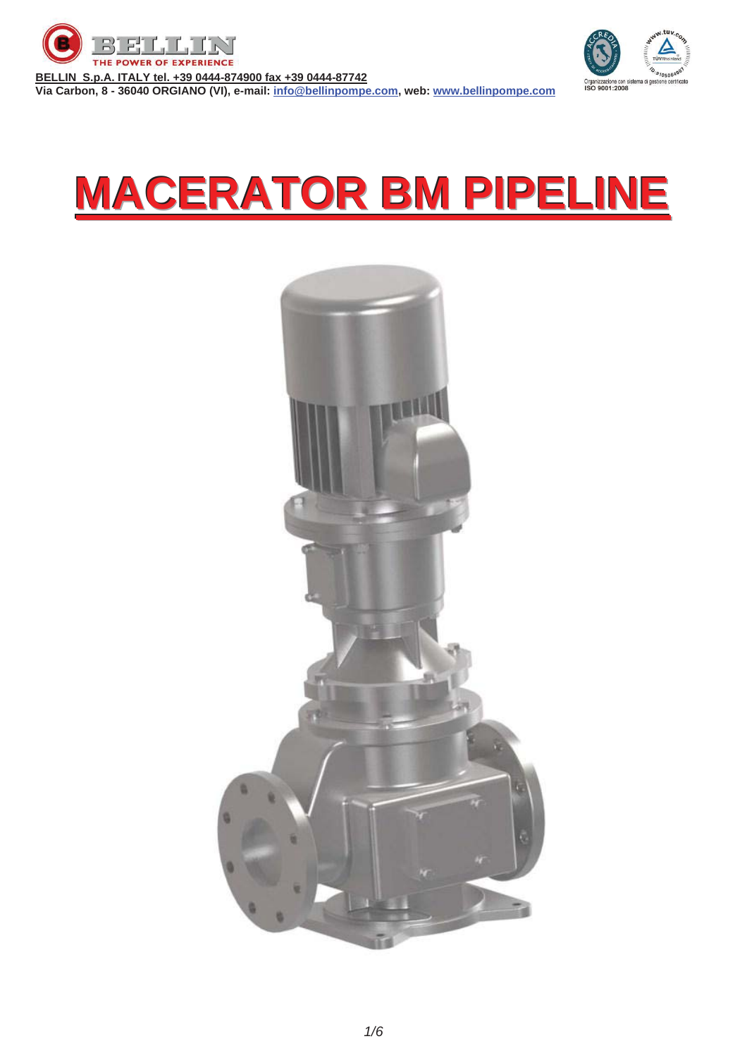**BELLIN S.p.A. ITALY tel. +39 0444-874900 fax +39 0444-87742**
**Via Carbon, 8 - 36040 ORGIANO (VI), e-mail: [info@bellinpompe.com](mailto:info@bellinpompe.com), web: [www.bellinpompe.com](http://www.bellinpompe.com)**

Organizzazione con sistema di gestione certificato ISO 9001:2008

# MACERATOR BM PIPELINE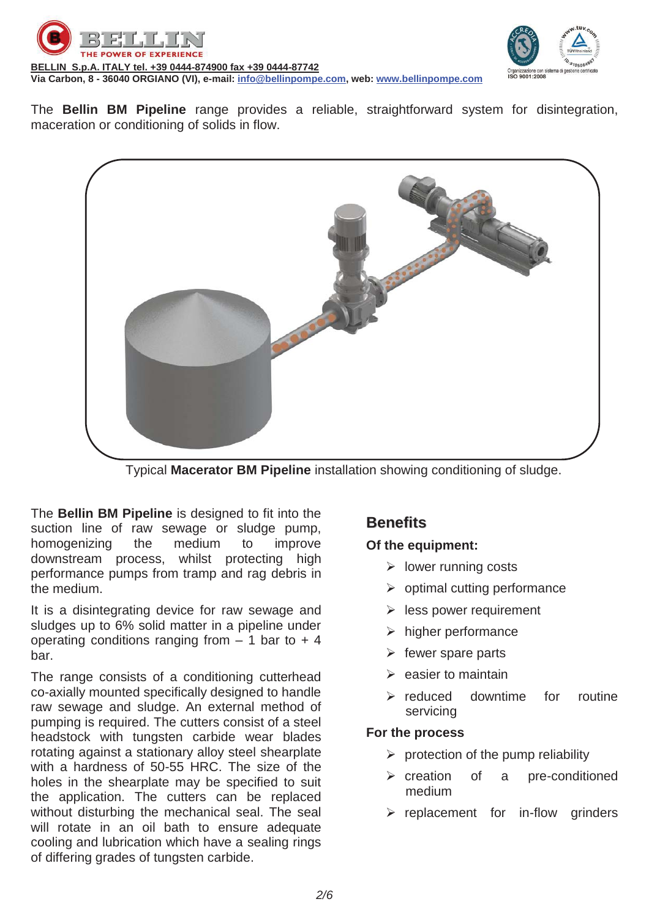BELLIN S.p.A. ITALY tel. +39 0444-874900 fax +39 0444-87742
Via Carbon, 8 - 36040 ORGIANO (VI), e-mail: info@bellinpompe.com, web: www.bellinpompe.com

The **Bellin BM Pipeline** range provides a reliable, straightforward system for disintegration, maceration or conditioning of solids in flow.

Typical **Macerator BM Pipeline** installation showing conditioning of sludge.

The **Bellin BM Pipeline** is designed to fit into the suction line of raw sewage or sludge pump, homogenizing the medium to improve downstream process, whilst protecting high performance pumps from tramp and rag debris in the medium.

It is a disintegrating device for raw sewage and sludges up to 6% solid matter in a pipeline under operating conditions ranging from – 1 bar to + 4 bar.

The range consists of a conditioning cutterhead co-axially mounted specifically designed to handle raw sewage and sludge. An external method of pumping is required. The cutters consist of a steel headstock with tungsten carbide wear blades rotating against a stationary alloy steel shearplate with a hardness of 50-55 HRC. The size of the holes in the shearplate may be specified to suit the application. The cutters can be replaced without disturbing the mechanical seal. The seal will rotate in an oil bath to ensure adequate cooling and lubrication which have a sealing rings of differing grades of tungsten carbide.

## Benefits

**Of the equipment:**

- lower running costs
- optimal cutting performance
- less power requirement
- higher performance
- fewer spare parts
- easier to maintain
- reduced downtime for routine servicing

**For the process**

- protection of the pump reliability
- creation of a pre-conditioned medium
- replacement for in-flow grinders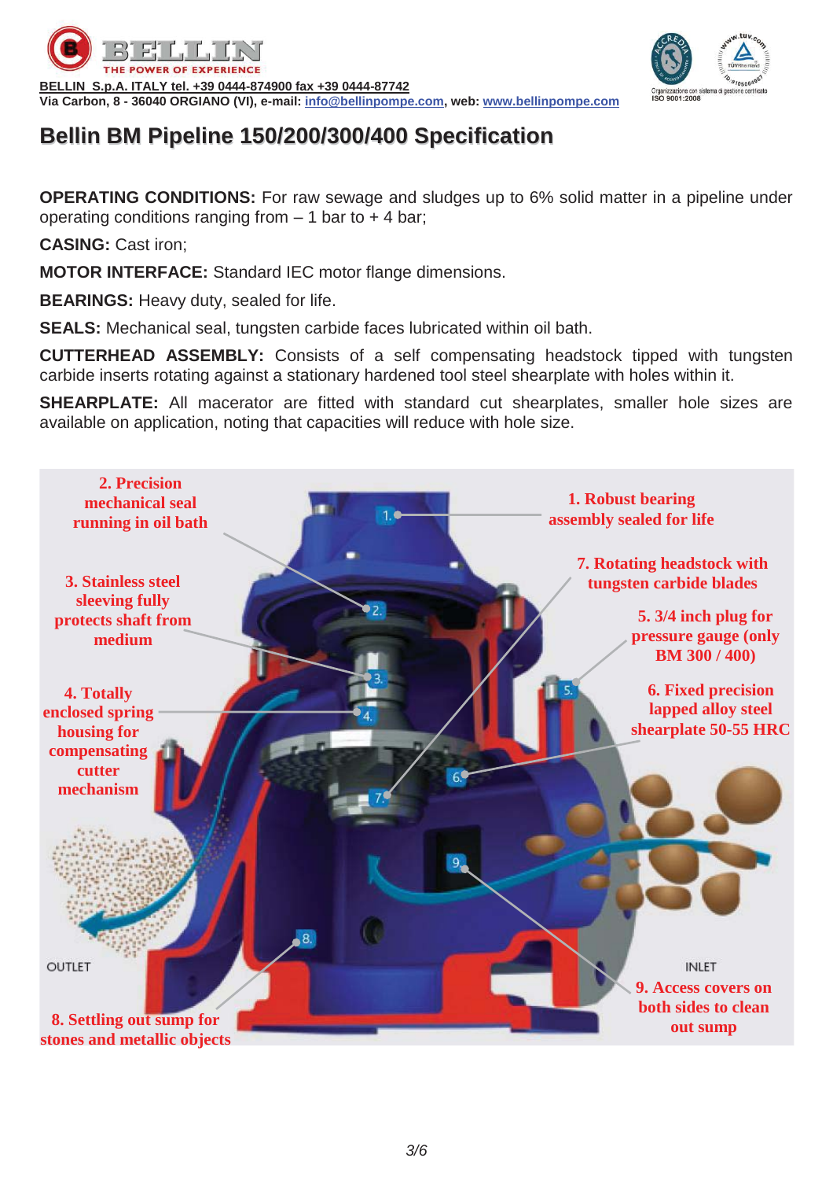BELLIN S.p.A. ITALY tel. +39 0444-874900 fax +39 0444-87742
Via Carbon, 8 - 36040 ORGIANO (VI), e-mail: info@bellinpompe.com, web: www.bellinpompe.com

# Bellin BM Pipeline 150/200/300/400 Specification

**OPERATING CONDITIONS:** For raw sewage and sludges up to 6% solid matter in a pipeline under operating conditions ranging from – 1 bar to + 4 bar;

**CASING:** Cast iron;

**MOTOR INTERFACE:** Standard IEC motor flange dimensions.

**BEARINGS:** Heavy duty, sealed for life.

**SEALS:** Mechanical seal, tungsten carbide faces lubricated within oil bath.

**CUTTERHEAD ASSEMBLY:** Consists of a self compensating headstock tipped with tungsten carbide inserts rotating against a stationary hardened tool steel shearplate with holes within it.

**SHEARPLATE:** All macerator are fitted with standard cut shearplates, smaller hole sizes are available on application, noting that capacities will reduce with hole size.

1. Robust bearing assembly sealed for life
2. Precision mechanical seal running in oil bath
3. Stainless steel sleeving fully protects shaft from medium
4. Totally enclosed spring housing for compensating cutter mechanism
5. 3/4 inch plug for pressure gauge (only BM 300 / 400)
6. Fixed precision lapped alloy steel shearplate 50-55 HRC
7. Rotating headstock with tungsten carbide blades
8. Settling out sump for stones and metallic objects
9. Access covers on both sides to clean out sump

OUTLET

INLET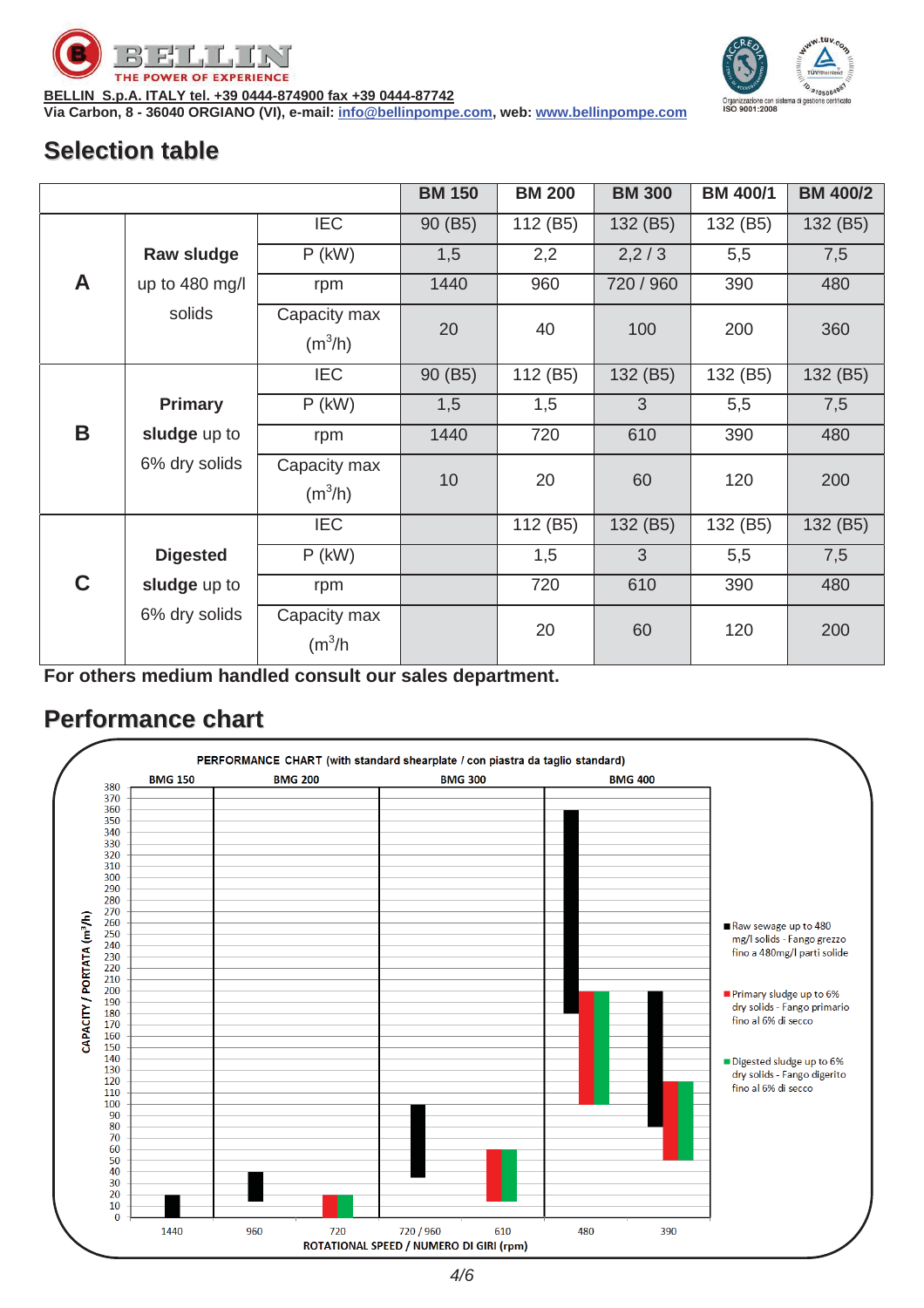BELLIN S.p.A. ITALY tel. +39 0444-874900 fax +39 0444-87742
Via Carbon, 8 - 36040 ORGIANO (VI), e-mail: info@bellinpompe.com, web: www.bellinpompe.com

## Selection table

| | | | BM 150 | BM 200 | BM 300 | BM 400/1 | BM 400/2 |
|---|---|---|---|---|---|---|---|
| **A** | **Raw sludge** up to 480 mg/l solids | IEC | 90 (B5) | 112 (B5) | 132 (B5) | 132 (B5) | 132 (B5) |
| | | P (kW) | 1,5 | 2,2 | 2,2 / 3 | 5,5 | 7,5 |
| | | rpm | 1440 | 960 | 720 / 960 | 390 | 480 |
| | | Capacity max ($m^3$/h) | 20 | 40 | 100 | 200 | 360 |
| **B** | **Primary** sludge up to 6% dry solids | IEC | 90 (B5) | 112 (B5) | 132 (B5) | 132 (B5) | 132 (B5) |
| | | P (kW) | 1,5 | 1,5 | 3 | 5,5 | 7,5 |
| | | rpm | 1440 | 720 | 610 | 390 | 480 |
| | | Capacity max ($m^3$/h) | 10 | 20 | 60 | 120 | 200 |
| **C** | **Digested** sludge up to 6% dry solids | IEC | | 112 (B5) | 132 (B5) | 132 (B5) | 132 (B5) |
| | | P (kW) | | 1,5 | 3 | 5,5 | 7,5 |
| | | rpm | | 720 | 610 | 390 | 480 |
| | | Capacity max ($m^3$/h) | | 20 | 60 | 120 | 200 |

**For others medium handled consult our sales department.**

## Performance chart

PERFORMANCE CHART (with standard shearplate / con piastra da taglio standard)

BMG 150 — BMG 200 — BMG 300 — BMG 400

CAPACITY / PORTATA ($m^3$/h)

ROTATIONAL SPEED / NUMERO DI GIRI (rpm): 1440, 960, 720, 720 / 960, 610, 480, 390

- Raw sewage up to 480 mg/l solids - Fango grezzo fino a 480mg/l parti solide
- Primary sludge up to 6% dry solids - Fango primario fino al 6% di secco
- Digested sludge up to 6% dry solids - Fango digerito fino al 6% di secco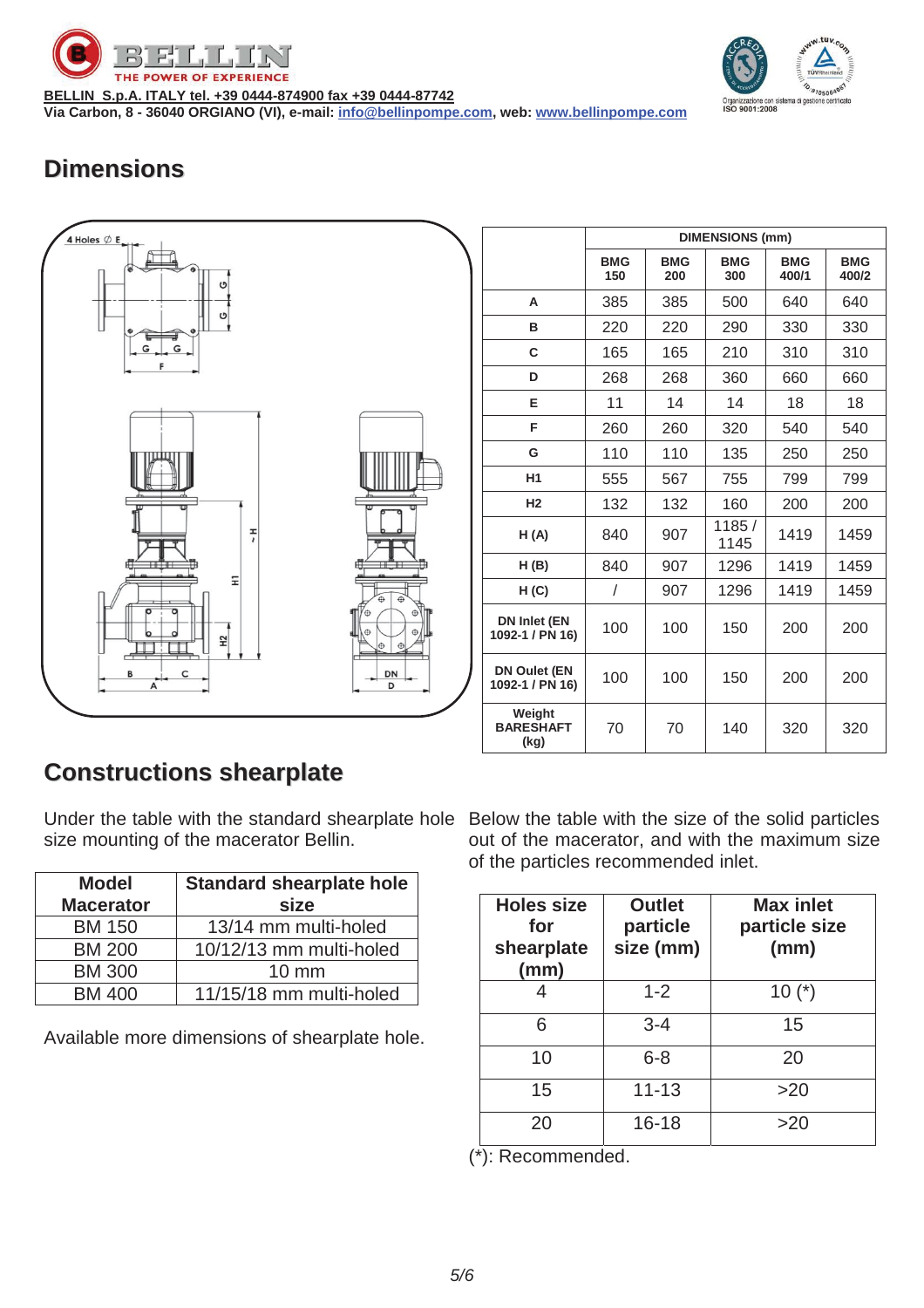BELLIN S.p.A. ITALY tel. +39 0444-874900 fax +39 0444-87742
Via Carbon, 8 - 36040 ORGIANO (VI), e-mail: info@bellinpompe.com, web: www.bellinpompe.com

## Dimensions

| | DIMENSIONS (mm) | | | | |
|---|---|---|---|---|---|
| | BMG 150 | BMG 200 | BMG 300 | BMG 400/1 | BMG 400/2 |
| A | 385 | 385 | 500 | 640 | 640 |
| B | 220 | 220 | 290 | 330 | 330 |
| C | 165 | 165 | 210 | 310 | 310 |
| D | 268 | 268 | 360 | 660 | 660 |
| E | 11 | 14 | 14 | 18 | 18 |
| F | 260 | 260 | 320 | 540 | 540 |
| G | 110 | 110 | 135 | 250 | 250 |
| H1 | 555 | 567 | 755 | 799 | 799 |
| H2 | 132 | 132 | 160 | 200 | 200 |
| H (A) | 840 | 907 | 1185 / 1145 | 1419 | 1459 |
| H (B) | 840 | 907 | 1296 | 1419 | 1459 |
| H (C) | / | 907 | 1296 | 1419 | 1459 |
| DN Inlet (EN 1092-1 / PN 16) | 100 | 100 | 150 | 200 | 200 |
| DN Oulet (EN 1092-1 / PN 16) | 100 | 100 | 150 | 200 | 200 |
| Weight BARESHAFT (kg) | 70 | 70 | 140 | 320 | 320 |

## Constructions shearplate

Under the table with the standard shearplate hole size mounting of the macerator Bellin.

| Model Macerator | Standard shearplate hole size |
|---|---|
| BM 150 | 13/14 mm multi-holed |
| BM 200 | 10/12/13 mm multi-holed |
| BM 300 | 10 mm |
| BM 400 | 11/15/18 mm multi-holed |

Available more dimensions of shearplate hole.

Below the table with the size of the solid particles out of the macerator, and with the maximum size of the particles recommended inlet.

| Holes size for shearplate (mm) | Outlet particle size (mm) | Max inlet particle size (mm) |
|---|---|---|
| 4 | 1-2 | 10 (*) |
| 6 | 3-4 | 15 |
| 10 | 6-8 | 20 |
| 15 | 11-13 | >20 |
| 20 | 16-18 | >20 |

(*): Recommended.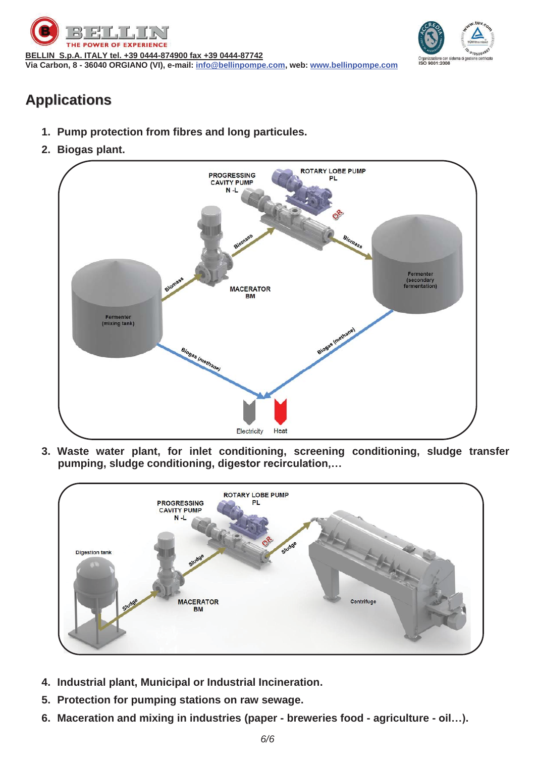# Applications

1. **Pump protection from fibres and long particules.**
2. **Biogas plant.**

PROGRESSING CAVITY PUMP N -L
ROTARY LOBE PUMP PL
OR
Biomass
Biomass
Biomass
MACERATOR BM
Fermenter (mixing tank)
Fermenter (secondary fermentation)
Biogas (methane)
Biogas (methane)
Electricity
Heat

3. **Waste water plant, for inlet conditioning, screening conditioning, sludge transfer pumping, sludge conditioning, digestor recirculation,…**

ROTARY LOBE PUMP PL
PROGRESSING CAVITY PUMP N -L
OR
Digestion tank
Sludge
Sludge
Sludge
MACERATOR BM
Centrifuge

4. **Industrial plant, Municipal or Industrial Incineration.**
5. **Protection for pumping stations on raw sewage.**
6. **Maceration and mixing in industries (paper - breweries food - agriculture - oil…).**